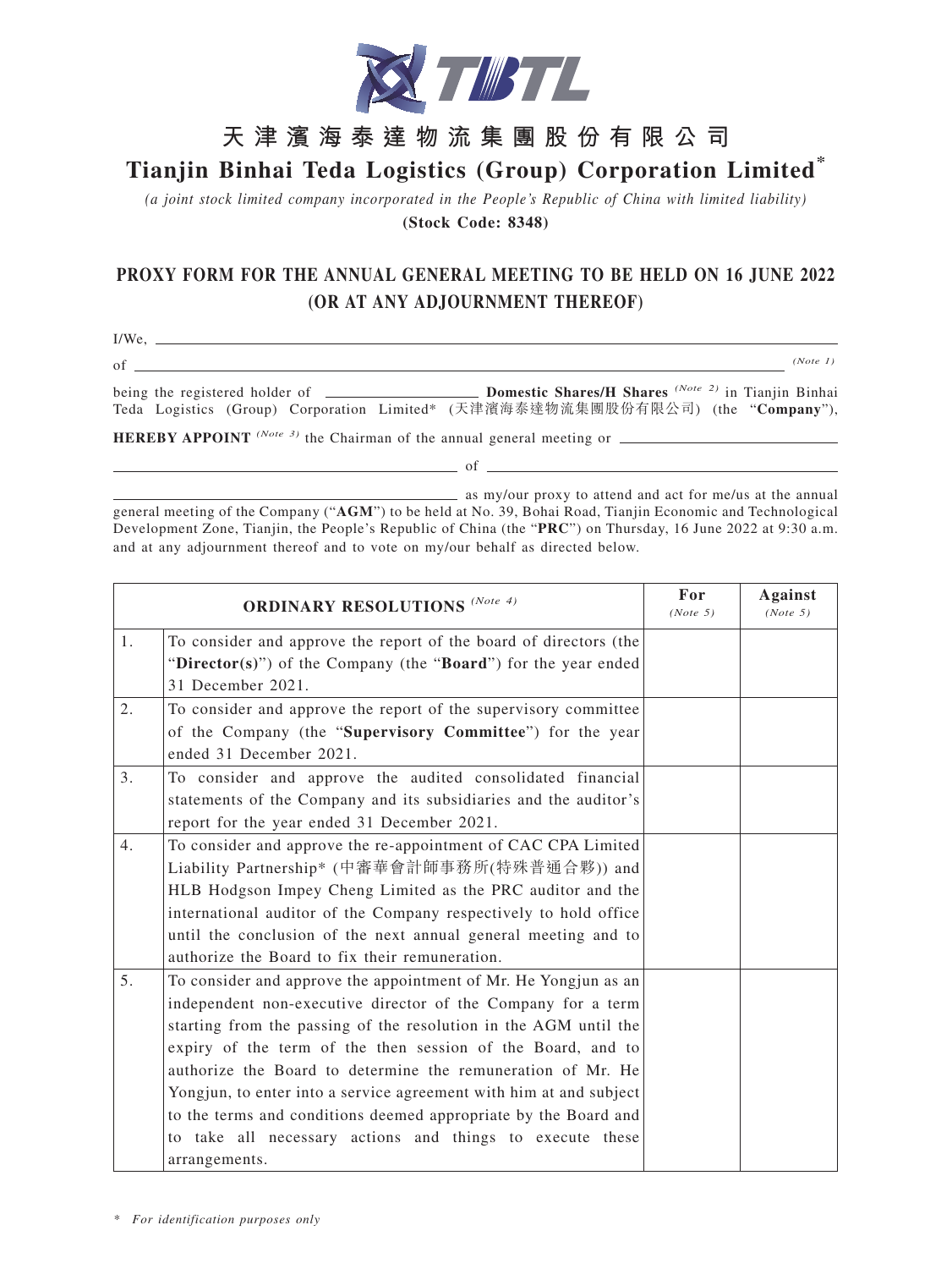# 天津濱海泰達物流集團股份有限公司

# Tianjin Binhai Teda Logistics (Group) Corporation Limited*

*(a joint stock limited company incorporated in the People's Republic of China with limited liability)*

**(Stock Code: 8348)**

## PROXY FORM FOR THE ANNUAL GENERAL MEETING TO BE HELD ON 16 JUNE 2022 (OR AT ANY ADJOURNMENT THEREOF)

I/We, ____________________________________________________________________________

of ____________________________________________________________________________ *(Note 1)*

being the registered holder of ____________________ **Domestic Shares/H Shares** *(Note 2)* in Tianjin Binhai Teda Logistics (Group) Corporation Limited* (天津濱海泰達物流集團股份有限公司) (the "**Company**"),

**HEREBY APPOINT** *(Note 3)* the Chairman of the annual general meeting or ______________________________

______________________________ of ______________________________

______________________________ as my/our proxy to attend and act for me/us at the annual general meeting of the Company ("**AGM**") to be held at No. 39, Bohai Road, Tianjin Economic and Technological Development Zone, Tianjin, the People's Republic of China (the "**PRC**") on Thursday, 16 June 2022 at 9:30 a.m. and at any adjournment thereof and to vote on my/our behalf as directed below.

| | **ORDINARY RESOLUTIONS** *(Note 4)* | **For** *(Note 5)* | **Against** *(Note 5)* |
|---|---|---|---|
| 1. | To consider and approve the report of the board of directors (the "**Director(s)**") of the Company (the "**Board**") for the year ended 31 December 2021. | | |
| 2. | To consider and approve the report of the supervisory committee of the Company (the "**Supervisory Committee**") for the year ended 31 December 2021. | | |
| 3. | To consider and approve the audited consolidated financial statements of the Company and its subsidiaries and the auditor's report for the year ended 31 December 2021. | | |
| 4. | To consider and approve the re-appointment of CAC CPA Limited Liability Partnership* (中審華會計師事務所(特殊普通合夥)) and HLB Hodgson Impey Cheng Limited as the PRC auditor and the international auditor of the Company respectively to hold office until the conclusion of the next annual general meeting and to authorize the Board to fix their remuneration. | | |
| 5. | To consider and approve the appointment of Mr. He Yongjun as an independent non-executive director of the Company for a term starting from the passing of the resolution in the AGM until the expiry of the term of the then session of the Board, and to authorize the Board to determine the remuneration of Mr. He Yongjun, to enter into a service agreement with him at and subject to the terms and conditions deemed appropriate by the Board and to take all necessary actions and things to execute these arrangements. | | |

\* *For identification purposes only*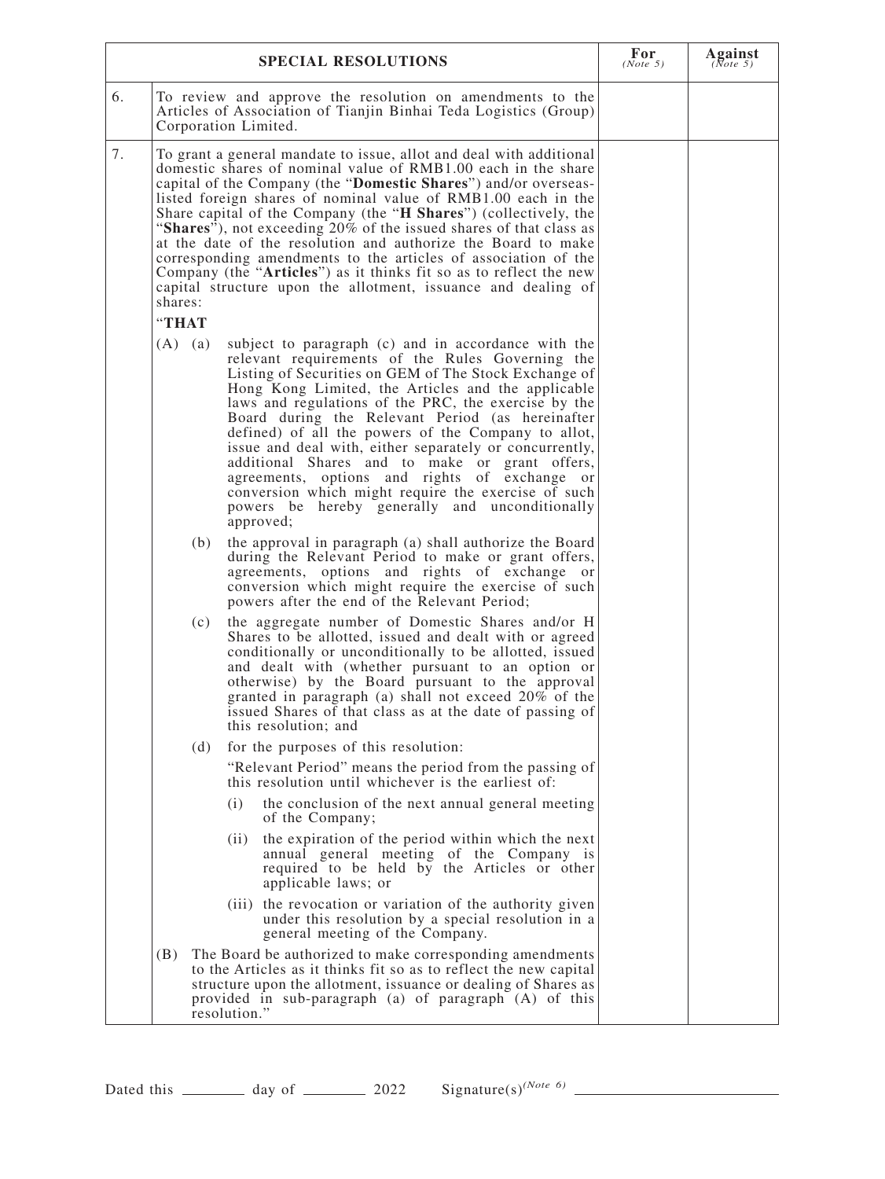| | SPECIAL RESOLUTIONS | For (Note 5) | Against (Note 5) |
|---|---|---|---|
| 6. | To review and approve the resolution on amendments to the Articles of Association of Tianjin Binhai Teda Logistics (Group) Corporation Limited. | | |
| 7. | To grant a general mandate to issue, allot and deal with additional domestic shares of nominal value of RMB1.00 each in the share capital of the Company (the "**Domestic Shares**") and/or overseas-listed foreign shares of nominal value of RMB1.00 each in the Share capital of the Company (the "**H Shares**") (collectively, the "**Shares**"), not exceeding 20% of the issued shares of that class as at the date of the resolution and authorize the Board to make corresponding amendments to the articles of association of the Company (the "**Articles**") as it thinks fit so as to reflect the new capital structure upon the allotment, issuance and dealing of shares:<br><br>"**THAT**<br><br>(A) (a) subject to paragraph (c) and in accordance with the relevant requirements of the Rules Governing the Listing of Securities on GEM of The Stock Exchange of Hong Kong Limited, the Articles and the applicable laws and regulations of the PRC, the exercise by the Board during the Relevant Period (as hereinafter defined) of all the powers of the Company to allot, issue and deal with, either separately or concurrently, additional Shares and to make or grant offers, agreements, options and rights of exchange or conversion which might require the exercise of such powers be hereby generally and unconditionally approved;<br><br>(b) the approval in paragraph (a) shall authorize the Board during the Relevant Period to make or grant offers, agreements, options and rights of exchange or conversion which might require the exercise of such powers after the end of the Relevant Period;<br><br>(c) the aggregate number of Domestic Shares and/or H Shares to be allotted, issued and dealt with or agreed conditionally or unconditionally to be allotted, issued and dealt with (whether pursuant to an option or otherwise) by the Board pursuant to the approval granted in paragraph (a) shall not exceed 20% of the issued Shares of that class as at the date of passing of this resolution; and<br><br>(d) for the purposes of this resolution:<br><br>"Relevant Period" means the period from the passing of this resolution until whichever is the earliest of:<br><br>(i) the conclusion of the next annual general meeting of the Company;<br><br>(ii) the expiration of the period within which the next annual general meeting of the Company is required to be held by the Articles or other applicable laws; or<br><br>(iii) the revocation or variation of the authority given under this resolution by a special resolution in a general meeting of the Company.<br><br>(B) The Board be authorized to make corresponding amendments to the Articles as it thinks fit so as to reflect the new capital structure upon the allotment, issuance or dealing of Shares as provided in sub-paragraph (a) of paragraph (A) of this resolution." | | |

Dated this ________ day of ________ 2022 Signature(s)(Note 6) ____________________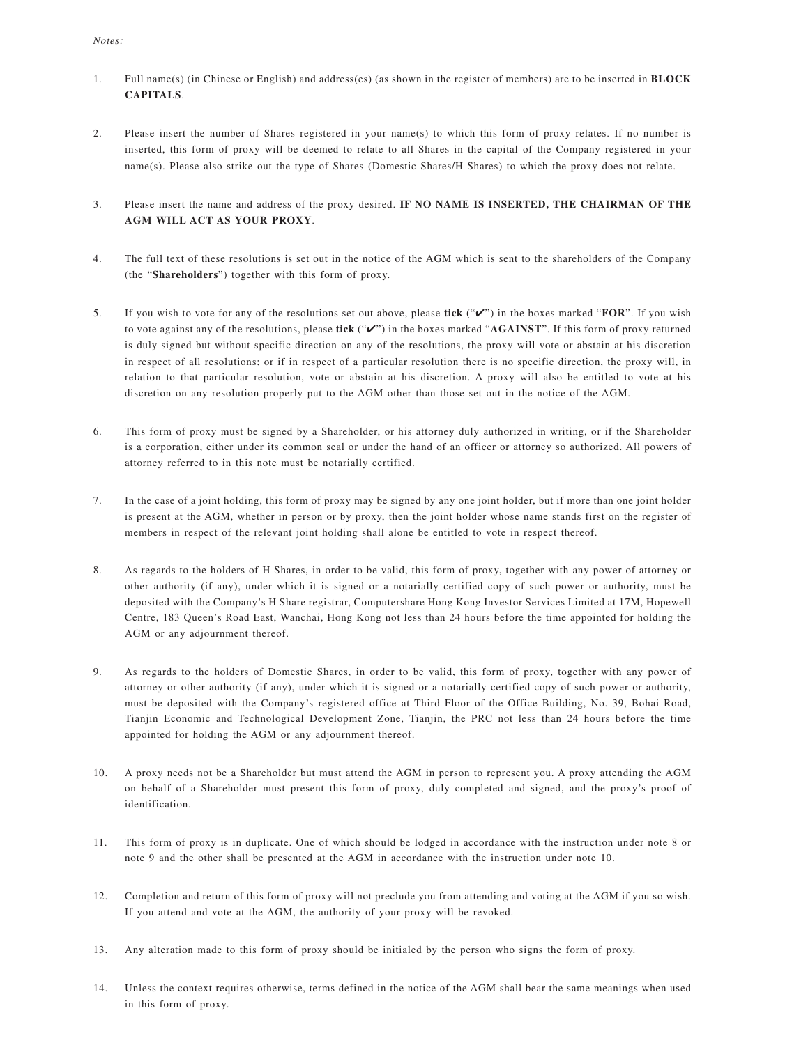*Notes:*

1. Full name(s) (in Chinese or English) and address(es) (as shown in the register of members) are to be inserted in **BLOCK CAPITALS**.

2. Please insert the number of Shares registered in your name(s) to which this form of proxy relates. If no number is inserted, this form of proxy will be deemed to relate to all Shares in the capital of the Company registered in your name(s). Please also strike out the type of Shares (Domestic Shares/H Shares) to which the proxy does not relate.

3. Please insert the name and address of the proxy desired. **IF NO NAME IS INSERTED, THE CHAIRMAN OF THE AGM WILL ACT AS YOUR PROXY**.

4. The full text of these resolutions is set out in the notice of the AGM which is sent to the shareholders of the Company (the "**Shareholders**") together with this form of proxy.

5. If you wish to vote for any of the resolutions set out above, please **tick** ("✔") in the boxes marked "**FOR**". If you wish to vote against any of the resolutions, please **tick** ("✔") in the boxes marked "**AGAINST**". If this form of proxy returned is duly signed but without specific direction on any of the resolutions, the proxy will vote or abstain at his discretion in respect of all resolutions; or if in respect of a particular resolution there is no specific direction, the proxy will, in relation to that particular resolution, vote or abstain at his discretion. A proxy will also be entitled to vote at his discretion on any resolution properly put to the AGM other than those set out in the notice of the AGM.

6. This form of proxy must be signed by a Shareholder, or his attorney duly authorized in writing, or if the Shareholder is a corporation, either under its common seal or under the hand of an officer or attorney so authorized. All powers of attorney referred to in this note must be notarially certified.

7. In the case of a joint holding, this form of proxy may be signed by any one joint holder, but if more than one joint holder is present at the AGM, whether in person or by proxy, then the joint holder whose name stands first on the register of members in respect of the relevant joint holding shall alone be entitled to vote in respect thereof.

8. As regards to the holders of H Shares, in order to be valid, this form of proxy, together with any power of attorney or other authority (if any), under which it is signed or a notarially certified copy of such power or authority, must be deposited with the Company's H Share registrar, Computershare Hong Kong Investor Services Limited at 17M, Hopewell Centre, 183 Queen's Road East, Wanchai, Hong Kong not less than 24 hours before the time appointed for holding the AGM or any adjournment thereof.

9. As regards to the holders of Domestic Shares, in order to be valid, this form of proxy, together with any power of attorney or other authority (if any), under which it is signed or a notarially certified copy of such power or authority, must be deposited with the Company's registered office at Third Floor of the Office Building, No. 39, Bohai Road, Tianjin Economic and Technological Development Zone, Tianjin, the PRC not less than 24 hours before the time appointed for holding the AGM or any adjournment thereof.

10. A proxy needs not be a Shareholder but must attend the AGM in person to represent you. A proxy attending the AGM on behalf of a Shareholder must present this form of proxy, duly completed and signed, and the proxy's proof of identification.

11. This form of proxy is in duplicate. One of which should be lodged in accordance with the instruction under note 8 or note 9 and the other shall be presented at the AGM in accordance with the instruction under note 10.

12. Completion and return of this form of proxy will not preclude you from attending and voting at the AGM if you so wish. If you attend and vote at the AGM, the authority of your proxy will be revoked.

13. Any alteration made to this form of proxy should be initialed by the person who signs the form of proxy.

14. Unless the context requires otherwise, terms defined in the notice of the AGM shall bear the same meanings when used in this form of proxy.